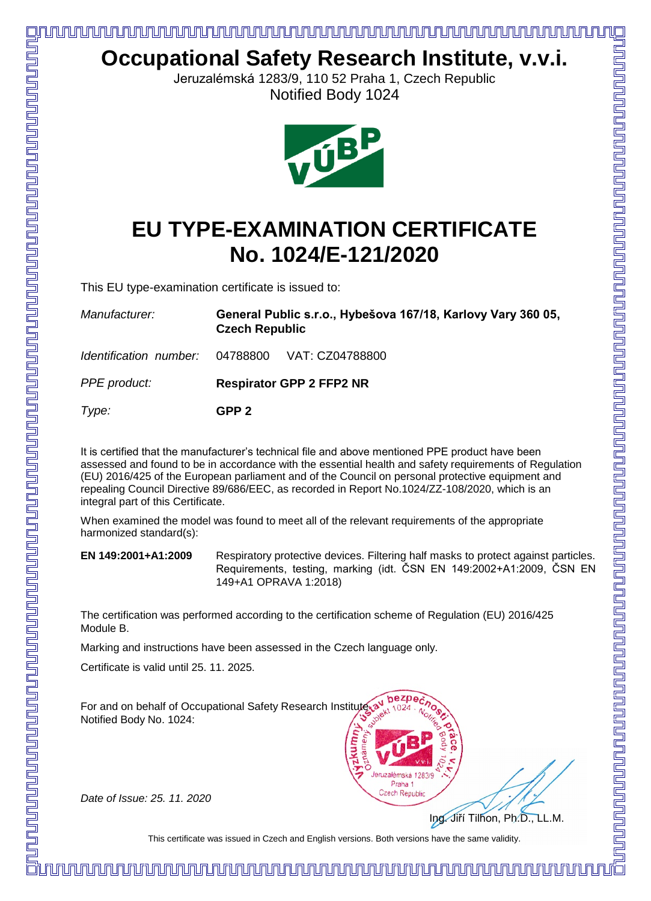# Occupational Safety Research Institute, v.v.i.

Jeruzalémská 1283/9, 110 52 Praha 1, Czech Republic

Notified Body 1024

# EU TYPE-EXAMINATION CERTIFICATE No. 1024/E-121/2020

This EU type-examination certificate is issued to:

| | |
|---|---|
| *Manufacturer:* | **General Public s.r.o., Hybešova 167/18, Karlovy Vary 360 05, Czech Republic** |
| *Identification number:* | 04788800 VAT: CZ04788800 |
| *PPE product:* | **Respirator GPP 2 FFP2 NR** |
| *Type:* | **GPP 2** |

It is certified that the manufacturer's technical file and above mentioned PPE product have been assessed and found to be in accordance with the essential health and safety requirements of Regulation (EU) 2016/425 of the European parliament and of the Council on personal protective equipment and repealing Council Directive 89/686/EEC, as recorded in Report No.1024/ZZ-108/2020, which is an integral part of this Certificate.

When examined the model was found to meet all of the relevant requirements of the appropriate harmonized standard(s):

| | |
|---|---|
| **EN 149:2001+A1:2009** | Respiratory protective devices. Filtering half masks to protect against particles. Requirements, testing, marking (idt. ČSN EN 149:2002+A1:2009, ČSN EN 149+A1 OPRAVA 1:2018) |

The certification was performed according to the certification scheme of Regulation (EU) 2016/425 Module B.

Marking and instructions have been assessed in the Czech language only.

Certificate is valid until 25. 11. 2025.

For and on behalf of Occupational Safety Research Institute, Notified Body No. 1024:

*Date of Issue: 25. 11. 2020*

Ing. Jiří Tilhon, Ph.D., LL.M.

This certificate was issued in Czech and English versions. Both versions have the same validity.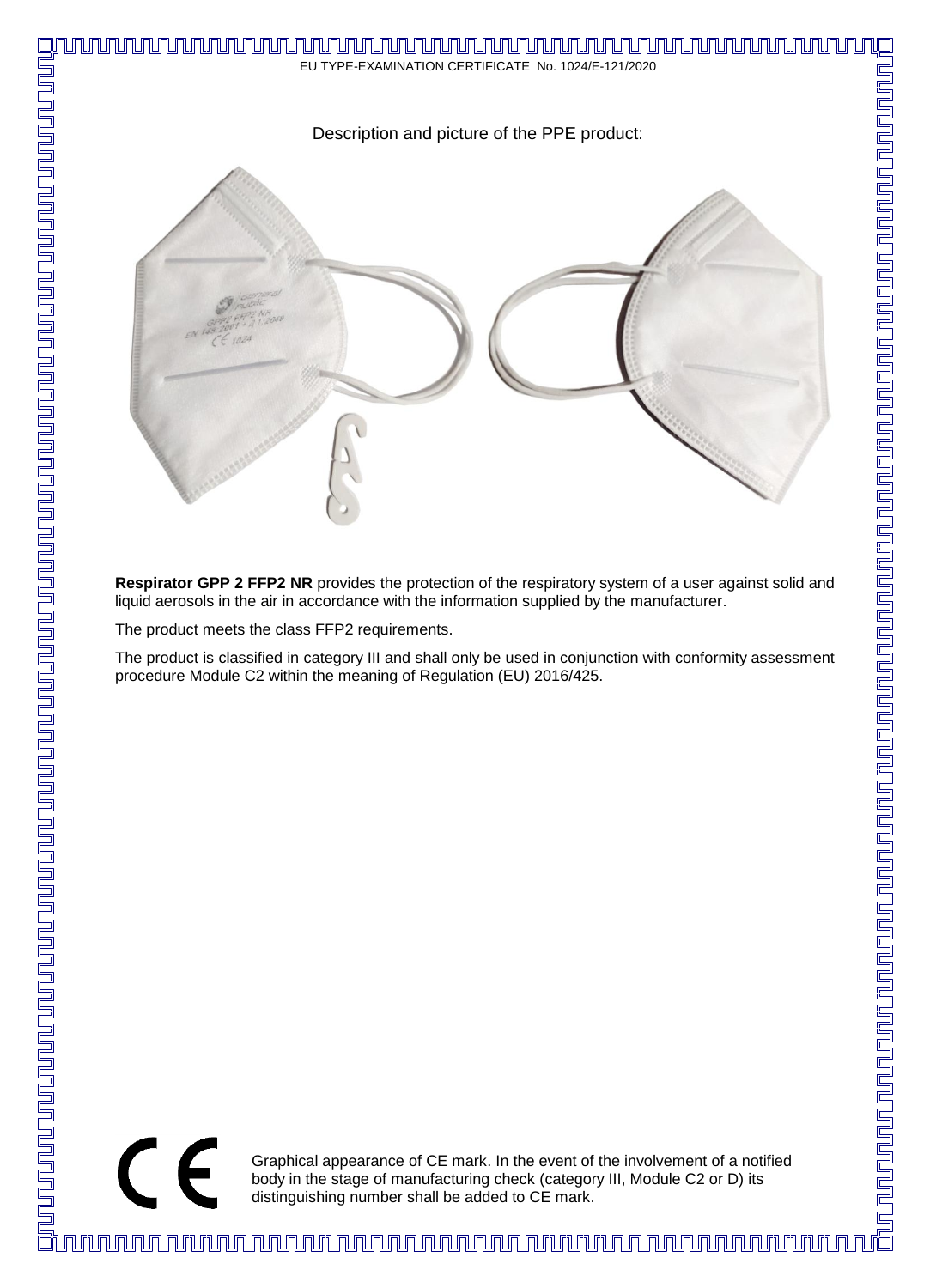EU TYPE-EXAMINATION CERTIFICATE No. 1024/E-121/2020

Description and picture of the PPE product:

**Respirator GPP 2 FFP2 NR** provides the protection of the respiratory system of a user against solid and liquid aerosols in the air in accordance with the information supplied by the manufacturer.

The product meets the class FFP2 requirements.

The product is classified in category III and shall only be used in conjunction with conformity assessment procedure Module C2 within the meaning of Regulation (EU) 2016/425.

CE

Graphical appearance of CE mark. In the event of the involvement of a notified body in the stage of manufacturing check (category III, Module C2 or D) its distinguishing number shall be added to CE mark.